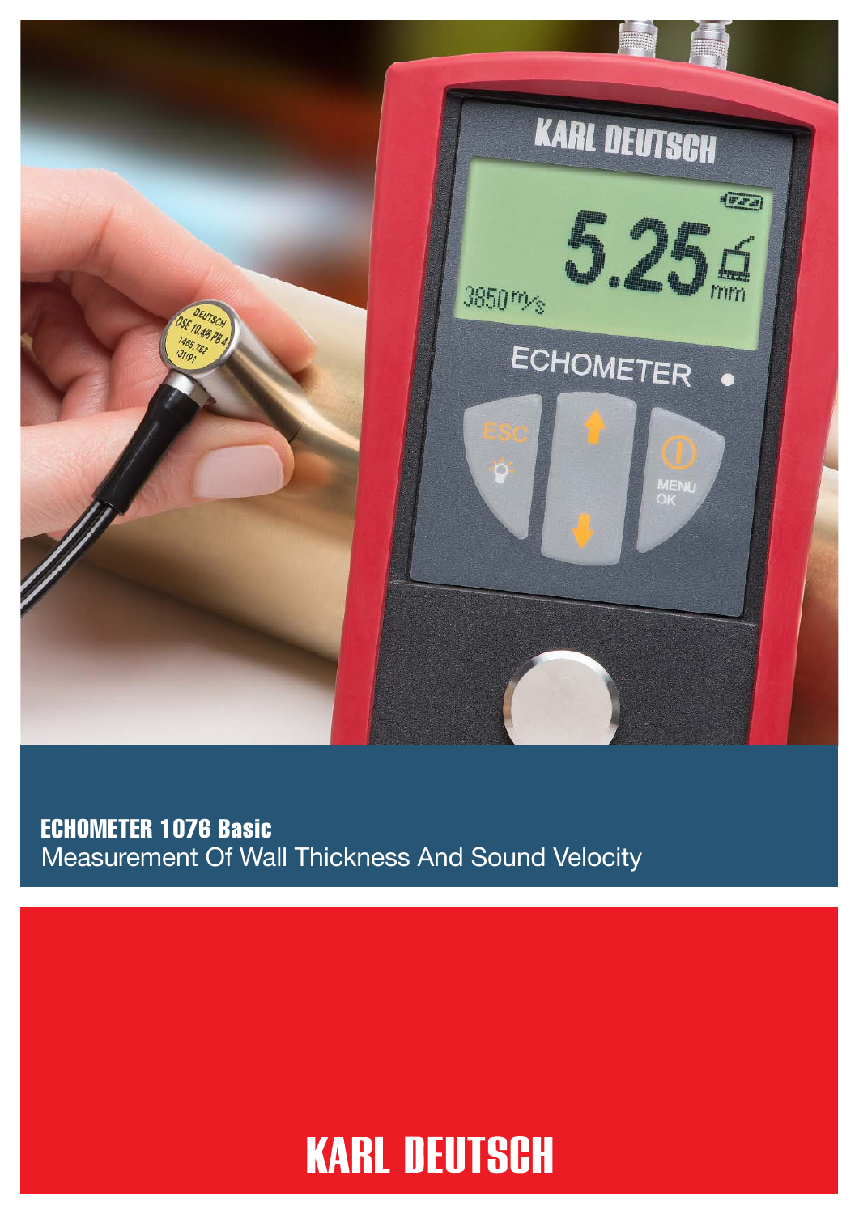# ECHOMETER 1076 Basic

Measurement Of Wall Thickness And Sound Velocity

KARL DEUTSCH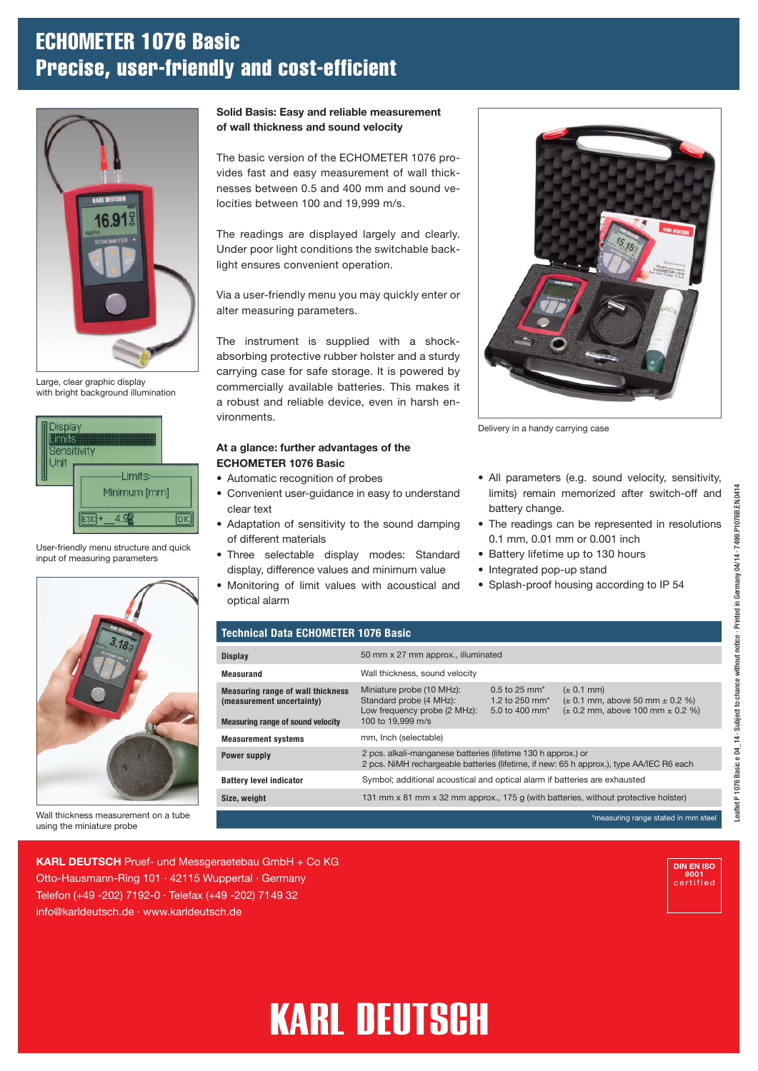# ECHOMETER 1076 Basic
# Precise, user-friendly and cost-efficient

Large, clear graphic display with bright background illumination

User-friendly menu structure and quick input of measuring parameters

Wall thickness measurement on a tube using the miniature probe

**Solid Basis: Easy and reliable measurement of wall thickness and sound velocity**

The basic version of the ECHOMETER 1076 provides fast and easy measurement of wall thicknesses between 0.5 and 400 mm and sound velocities between 100 and 19,999 m/s.

The readings are displayed largely and clearly. Under poor light conditions the switchable backlight ensures convenient operation.

Via a user-friendly menu you may quickly enter or alter measuring parameters.

The instrument is supplied with a shock-absorbing protective rubber holster and a sturdy carrying case for safe storage. It is powered by commercially available batteries. This makes it a robust and reliable device, even in harsh environments.

Delivery in a handy carrying case

**At a glance: further advantages of the ECHOMETER 1076 Basic**

- Automatic recognition of probes
- Convenient user-guidance in easy to understand clear text
- Adaptation of sensitivity to the sound damping of different materials
- Three selectable display modes: Standard display, difference values and minimum value
- Monitoring of limit values with acoustical and optical alarm
- All parameters (e.g. sound velocity, sensitivity, limits) remain memorized after switch-off and battery change.
- The readings can be represented in resolutions 0.1 mm, 0.01 mm or 0.001 inch
- Battery lifetime up to 130 hours
- Integrated pop-up stand
- Splash-proof housing according to IP 54

## Technical Data ECHOMETER 1076 Basic

| | | | |
|---|---|---|---|
| **Display** | 50 mm x 27 mm approx., illuminated | | |
| **Measurand** | Wall thickness, sound velocity | | |
| **Measuring range of wall thickness (measurement uncertainty)** | Miniature probe (10 MHz):<br>Standard probe (4 MHz):<br>Low frequency probe (2 MHz): | 0.5 to 25 mm*<br>1.2 to 250 mm*<br>5.0 to 400 mm* | (± 0.1 mm)<br>(± 0.1 mm, above 50 mm ± 0.2 %)<br>(± 0.2 mm, above 100 mm ± 0.2 %) |
| **Measuring range of sound velocity** | 100 to 19,999 m/s | | |
| **Measurement systems** | mm, Inch (selectable) | | |
| **Power supply** | 2 pcs. alkali-manganese batteries (lifetime 130 h approx.) or<br>2 pcs. NiMH rechargeable batteries (lifetime, if new: 65 h approx.), type AA/IEC R6 each | | |
| **Battery level indicator** | Symbol; additional acoustical and optical alarm if batteries are exhausted | | |
| **Size, weight** | 131 mm x 81 mm x 32 mm approx., 175 g (with batteries, without protective holster) | | |

*measuring range stated in mm steel

Leaflet P 1076 Basic e 04_14 · Subject to chance without notice · Printed in Germany 04/14 · 7499.P1076B.EN.0414

**KARL DEUTSCH** Pruef- und Messgeraetebau GmbH + Co KG
Otto-Hausmann-Ring 101 · 42115 Wuppertal · Germany
Telefon (+49 -202) 7192-0 · Telefax (+49 -202) 7149 32
info@karldeutsch.de · www.karldeutsch.de

DIN EN ISO 9001 certified

KARL DEUTSCH